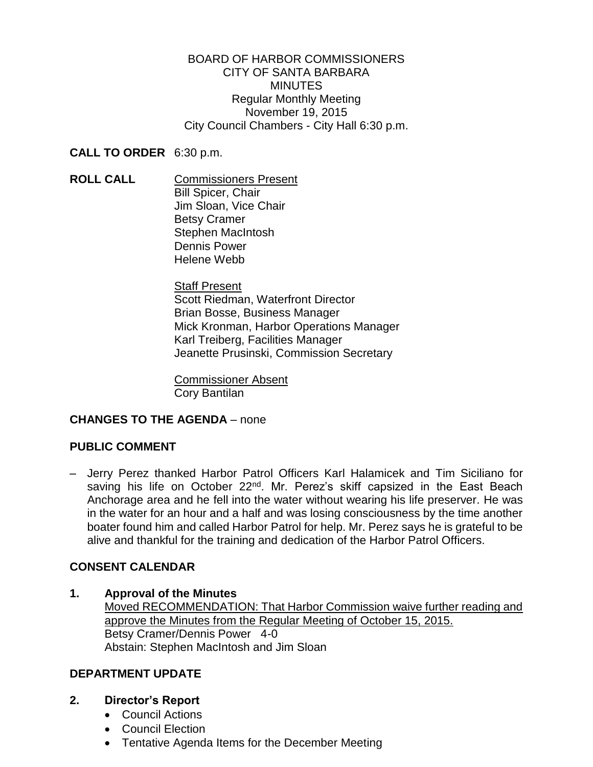BOARD OF HARBOR COMMISSIONERS
CITY OF SANTA BARBARA
MINUTES
Regular Monthly Meeting
November 19, 2015
City Council Chambers - City Hall 6:30 p.m.

**CALL TO ORDER** 6:30 p.m.

**ROLL CALL**

Commissioners Present
Bill Spicer, Chair
Jim Sloan, Vice Chair
Betsy Cramer
Stephen MacIntosh
Dennis Power
Helene Webb

Staff Present
Scott Riedman, Waterfront Director
Brian Bosse, Business Manager
Mick Kronman, Harbor Operations Manager
Karl Treiberg, Facilities Manager
Jeanette Prusinski, Commission Secretary

Commissioner Absent
Cory Bantilan

**CHANGES TO THE AGENDA** – none

**PUBLIC COMMENT**

– Jerry Perez thanked Harbor Patrol Officers Karl Halamicek and Tim Siciliano for saving his life on October 22nd. Mr. Perez's skiff capsized in the East Beach Anchorage area and he fell into the water without wearing his life preserver. He was in the water for an hour and a half and was losing consciousness by the time another boater found him and called Harbor Patrol for help. Mr. Perez says he is grateful to be alive and thankful for the training and dedication of the Harbor Patrol Officers.

**CONSENT CALENDAR**

**1. Approval of the Minutes**

Moved RECOMMENDATION: That Harbor Commission waive further reading and approve the Minutes from the Regular Meeting of October 15, 2015.
Betsy Cramer/Dennis Power 4-0
Abstain: Stephen MacIntosh and Jim Sloan

**DEPARTMENT UPDATE**

**2. Director's Report**

- Council Actions
- Council Election
- Tentative Agenda Items for the December Meeting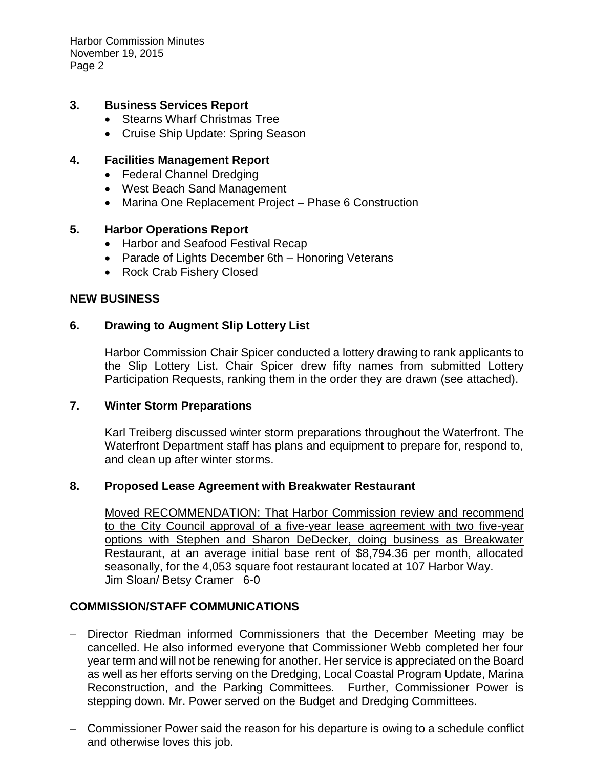## 3. Business Services Report

- Stearns Wharf Christmas Tree
- Cruise Ship Update: Spring Season

## 4. Facilities Management Report

- Federal Channel Dredging
- West Beach Sand Management
- Marina One Replacement Project – Phase 6 Construction

## 5. Harbor Operations Report

- Harbor and Seafood Festival Recap
- Parade of Lights December 6th – Honoring Veterans
- Rock Crab Fishery Closed

## NEW BUSINESS

## 6. Drawing to Augment Slip Lottery List

Harbor Commission Chair Spicer conducted a lottery drawing to rank applicants to the Slip Lottery List. Chair Spicer drew fifty names from submitted Lottery Participation Requests, ranking them in the order they are drawn (see attached).

## 7. Winter Storm Preparations

Karl Treiberg discussed winter storm preparations throughout the Waterfront. The Waterfront Department staff has plans and equipment to prepare for, respond to, and clean up after winter storms.

## 8. Proposed Lease Agreement with Breakwater Restaurant

<u>Moved RECOMMENDATION: That Harbor Commission review and recommend to the City Council approval of a five-year lease agreement with two five-year options with Stephen and Sharon DeDecker, doing business as Breakwater Restaurant, at an average initial base rent of $8,794.36 per month, allocated seasonally, for the 4,053 square foot restaurant located at 107 Harbor Way.</u>
Jim Sloan/ Betsy Cramer 6-0

## COMMISSION/STAFF COMMUNICATIONS

- Director Riedman informed Commissioners that the December Meeting may be cancelled. He also informed everyone that Commissioner Webb completed her four year term and will not be renewing for another. Her service is appreciated on the Board as well as her efforts serving on the Dredging, Local Coastal Program Update, Marina Reconstruction, and the Parking Committees. Further, Commissioner Power is stepping down. Mr. Power served on the Budget and Dredging Committees.

- Commissioner Power said the reason for his departure is owing to a schedule conflict and otherwise loves this job.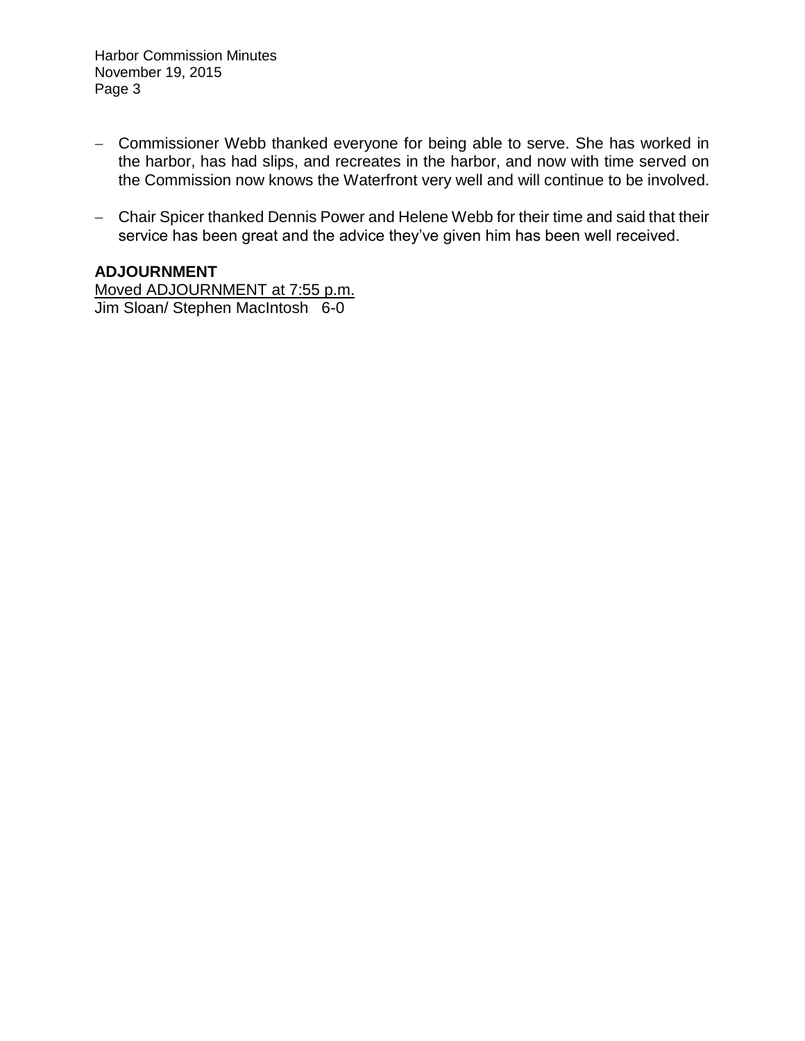- Commissioner Webb thanked everyone for being able to serve. She has worked in the harbor, has had slips, and recreates in the harbor, and now with time served on the Commission now knows the Waterfront very well and will continue to be involved.

- Chair Spicer thanked Dennis Power and Helene Webb for their time and said that their service has been great and the advice they've given him has been well received.

**ADJOURNMENT**

Moved ADJOURNMENT at 7:55 p.m.
Jim Sloan/ Stephen MacIntosh 6-0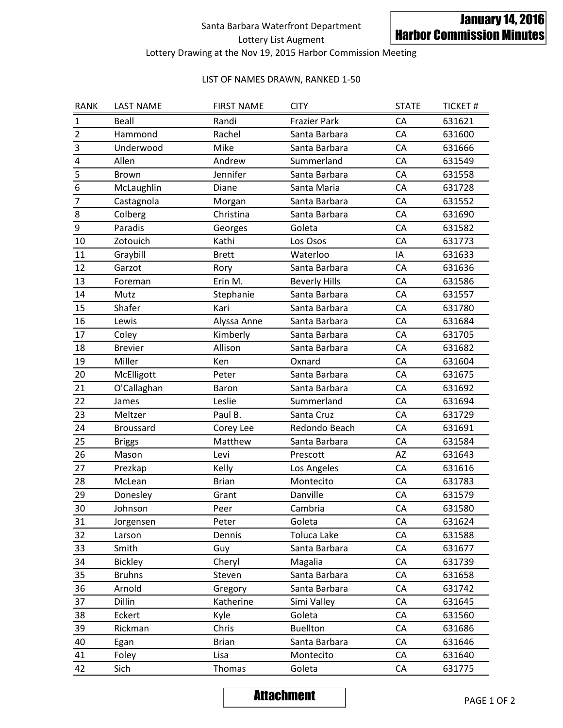**January 14, 2016**
**Harbor Commission Minutes**

Santa Barbara Waterfront Department

Lottery List Augment

Lottery Drawing at the Nov 19, 2015 Harbor Commission Meeting

LIST OF NAMES DRAWN, RANKED 1-50

| RANK | LAST NAME | FIRST NAME | CITY | STATE | TICKET # |
|---|---|---|---|---|---|
| 1 | Beall | Randi | Frazier Park | CA | 631621 |
| 2 | Hammond | Rachel | Santa Barbara | CA | 631600 |
| 3 | Underwood | Mike | Santa Barbara | CA | 631666 |
| 4 | Allen | Andrew | Summerland | CA | 631549 |
| 5 | Brown | Jennifer | Santa Barbara | CA | 631558 |
| 6 | McLaughlin | Diane | Santa Maria | CA | 631728 |
| 7 | Castagnola | Morgan | Santa Barbara | CA | 631552 |
| 8 | Colberg | Christina | Santa Barbara | CA | 631690 |
| 9 | Paradis | Georges | Goleta | CA | 631582 |
| 10 | Zotouich | Kathi | Los Osos | CA | 631773 |
| 11 | Graybill | Brett | Waterloo | IA | 631633 |
| 12 | Garzot | Rory | Santa Barbara | CA | 631636 |
| 13 | Foreman | Erin M. | Beverly Hills | CA | 631586 |
| 14 | Mutz | Stephanie | Santa Barbara | CA | 631557 |
| 15 | Shafer | Kari | Santa Barbara | CA | 631780 |
| 16 | Lewis | Alyssa Anne | Santa Barbara | CA | 631684 |
| 17 | Coley | Kimberly | Santa Barbara | CA | 631705 |
| 18 | Brevier | Allison | Santa Barbara | CA | 631682 |
| 19 | Miller | Ken | Oxnard | CA | 631604 |
| 20 | McElligott | Peter | Santa Barbara | CA | 631675 |
| 21 | O'Callaghan | Baron | Santa Barbara | CA | 631692 |
| 22 | James | Leslie | Summerland | CA | 631694 |
| 23 | Meltzer | Paul B. | Santa Cruz | CA | 631729 |
| 24 | Broussard | Corey Lee | Redondo Beach | CA | 631691 |
| 25 | Briggs | Matthew | Santa Barbara | CA | 631584 |
| 26 | Mason | Levi | Prescott | AZ | 631643 |
| 27 | Prezkap | Kelly | Los Angeles | CA | 631616 |
| 28 | McLean | Brian | Montecito | CA | 631783 |
| 29 | Donesley | Grant | Danville | CA | 631579 |
| 30 | Johnson | Peer | Cambria | CA | 631580 |
| 31 | Jorgensen | Peter | Goleta | CA | 631624 |
| 32 | Larson | Dennis | Toluca Lake | CA | 631588 |
| 33 | Smith | Guy | Santa Barbara | CA | 631677 |
| 34 | Bickley | Cheryl | Magalia | CA | 631739 |
| 35 | Bruhns | Steven | Santa Barbara | CA | 631658 |
| 36 | Arnold | Gregory | Santa Barbara | CA | 631742 |
| 37 | Dillin | Katherine | Simi Valley | CA | 631645 |
| 38 | Eckert | Kyle | Goleta | CA | 631560 |
| 39 | Rickman | Chris | Buellton | CA | 631686 |
| 40 | Egan | Brian | Santa Barbara | CA | 631646 |
| 41 | Foley | Lisa | Montecito | CA | 631640 |
| 42 | Sich | Thomas | Goleta | CA | 631775 |

**Attachment**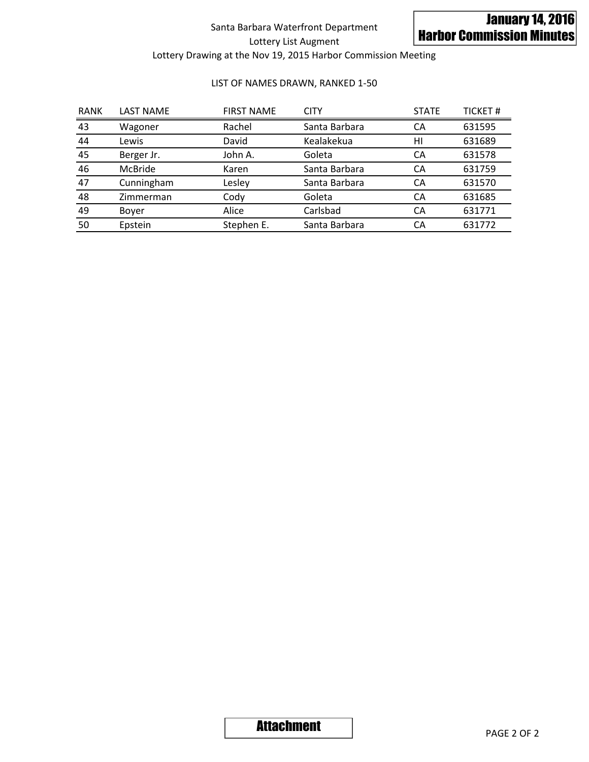Santa Barbara Waterfront Department

Lottery List Augment

Lottery Drawing at the Nov 19, 2015 Harbor Commission Meeting

LIST OF NAMES DRAWN, RANKED 1-50

| RANK | LAST NAME | FIRST NAME | CITY | STATE | TICKET # |
| --- | --- | --- | --- | --- | --- |
| 43 | Wagoner | Rachel | Santa Barbara | CA | 631595 |
| 44 | Lewis | David | Kealakekua | HI | 631689 |
| 45 | Berger Jr. | John A. | Goleta | CA | 631578 |
| 46 | McBride | Karen | Santa Barbara | CA | 631759 |
| 47 | Cunningham | Lesley | Santa Barbara | CA | 631570 |
| 48 | Zimmerman | Cody | Goleta | CA | 631685 |
| 49 | Boyer | Alice | Carlsbad | CA | 631771 |
| 50 | Epstein | Stephen E. | Santa Barbara | CA | 631772 |